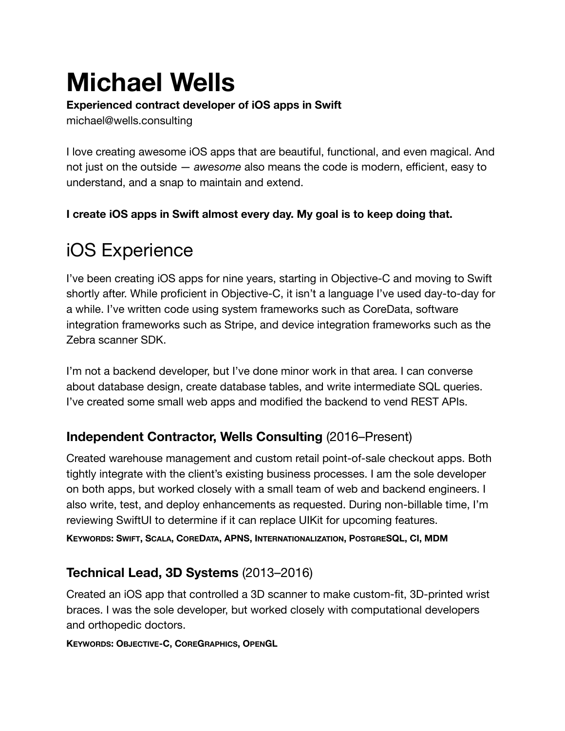# Michael Wells

**Experienced contract developer of iOS apps in Swift**
michael@wells.consulting

I love creating awesome iOS apps that are beautiful, functional, and even magical. And not just on the outside — *awesome* also means the code is modern, efficient, easy to understand, and a snap to maintain and extend.

**I create iOS apps in Swift almost every day. My goal is to keep doing that.**

## iOS Experience

I've been creating iOS apps for nine years, starting in Objective-C and moving to Swift shortly after. While proficient in Objective-C, it isn't a language I've used day-to-day for a while. I've written code using system frameworks such as CoreData, software integration frameworks such as Stripe, and device integration frameworks such as the Zebra scanner SDK.

I'm not a backend developer, but I've done minor work in that area. I can converse about database design, create database tables, and write intermediate SQL queries. I've created some small web apps and modified the backend to vend REST APIs.

### **Independent Contractor, Wells Consulting** (2016–Present)

Created warehouse management and custom retail point-of-sale checkout apps. Both tightly integrate with the client's existing business processes. I am the sole developer on both apps, but worked closely with a small team of web and backend engineers. I also write, test, and deploy enhancements as requested. During non-billable time, I'm reviewing SwiftUI to determine if it can replace UIKit for upcoming features.

**KEYWORDS: SWIFT, SCALA, COREDATA, APNS, INTERNATIONALIZATION, POSTGRESQL, CI, MDM**

### **Technical Lead, 3D Systems** (2013–2016)

Created an iOS app that controlled a 3D scanner to make custom-fit, 3D-printed wrist braces. I was the sole developer, but worked closely with computational developers and orthopedic doctors.

**KEYWORDS: OBJECTIVE-C, COREGRAPHICS, OPENGL**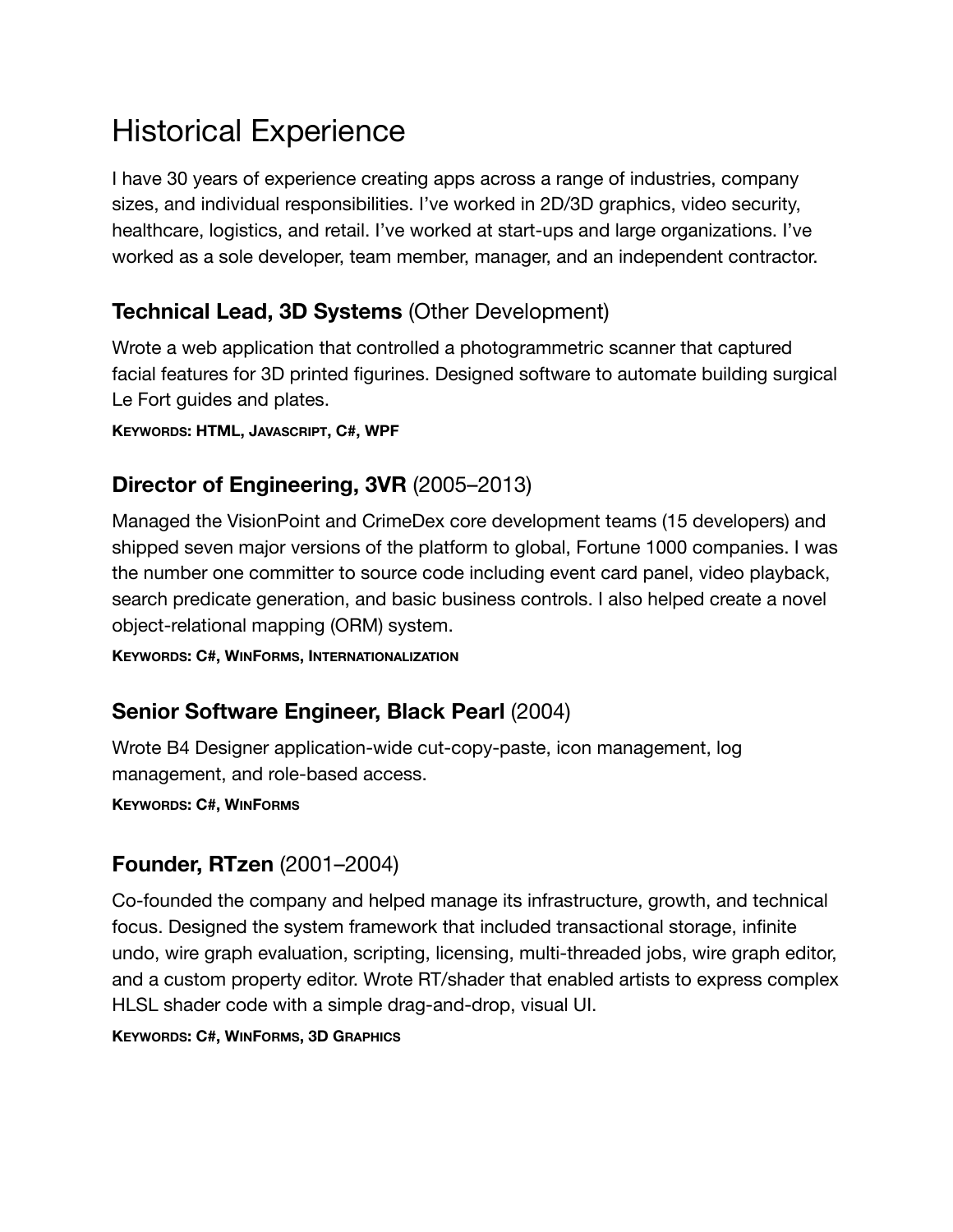# Historical Experience

I have 30 years of experience creating apps across a range of industries, company sizes, and individual responsibilities. I've worked in 2D/3D graphics, video security, healthcare, logistics, and retail. I've worked at start-ups and large organizations. I've worked as a sole developer, team member, manager, and an independent contractor.

## **Technical Lead, 3D Systems** (Other Development)

Wrote a web application that controlled a photogrammetric scanner that captured facial features for 3D printed figurines. Designed software to automate building surgical Le Fort guides and plates.

**KEYWORDS: HTML, JAVASCRIPT, C#, WPF**

## **Director of Engineering, 3VR** (2005–2013)

Managed the VisionPoint and CrimeDex core development teams (15 developers) and shipped seven major versions of the platform to global, Fortune 1000 companies. I was the number one committer to source code including event card panel, video playback, search predicate generation, and basic business controls. I also helped create a novel object-relational mapping (ORM) system.

**KEYWORDS: C#, WINFORMS, INTERNATIONALIZATION**

## **Senior Software Engineer, Black Pearl** (2004)

Wrote B4 Designer application-wide cut-copy-paste, icon management, log management, and role-based access.

**KEYWORDS: C#, WINFORMS**

## **Founder, RTzen** (2001–2004)

Co-founded the company and helped manage its infrastructure, growth, and technical focus. Designed the system framework that included transactional storage, infinite undo, wire graph evaluation, scripting, licensing, multi-threaded jobs, wire graph editor, and a custom property editor. Wrote RT/shader that enabled artists to express complex HLSL shader code with a simple drag-and-drop, visual UI.

**KEYWORDS: C#, WINFORMS, 3D GRAPHICS**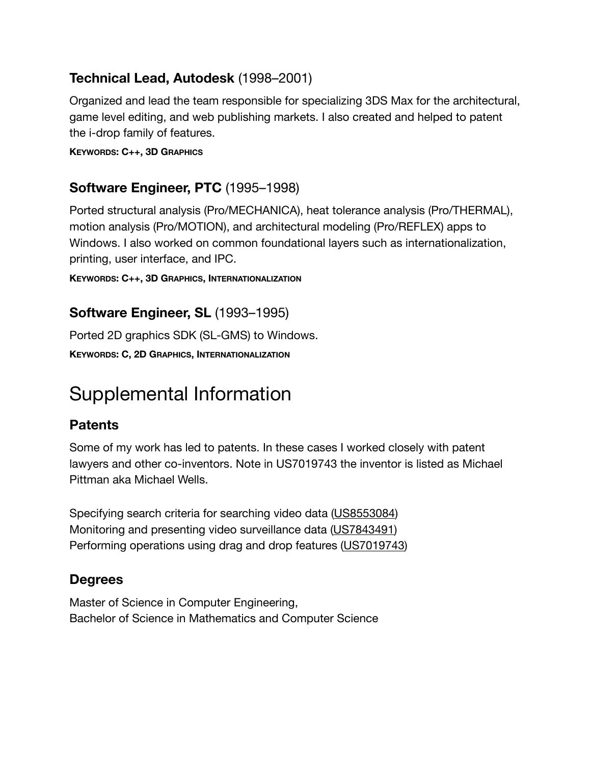### **Technical Lead, Autodesk** (1998–2001)

Organized and lead the team responsible for specializing 3DS Max for the architectural, game level editing, and web publishing markets. I also created and helped to patent the i-drop family of features.

**KEYWORDS: C++, 3D GRAPHICS**

### **Software Engineer, PTC** (1995–1998)

Ported structural analysis (Pro/MECHANICA), heat tolerance analysis (Pro/THERMAL), motion analysis (Pro/MOTION), and architectural modeling (Pro/REFLEX) apps to Windows. I also worked on common foundational layers such as internationalization, printing, user interface, and IPC.

**KEYWORDS: C++, 3D GRAPHICS, INTERNATIONALIZATION**

### **Software Engineer, SL** (1993–1995)

Ported 2D graphics SDK (SL-GMS) to Windows.

**KEYWORDS: C, 2D GRAPHICS, INTERNATIONALIZATION**

## Supplemental Information

### Patents

Some of my work has led to patents. In these cases I worked closely with patent lawyers and other co-inventors. Note in US7019743 the inventor is listed as Michael Pittman aka Michael Wells.

Specifying search criteria for searching video data (US8553084)
Monitoring and presenting video surveillance data (US7843491)
Performing operations using drag and drop features (US7019743)

### Degrees

Master of Science in Computer Engineering,
Bachelor of Science in Mathematics and Computer Science